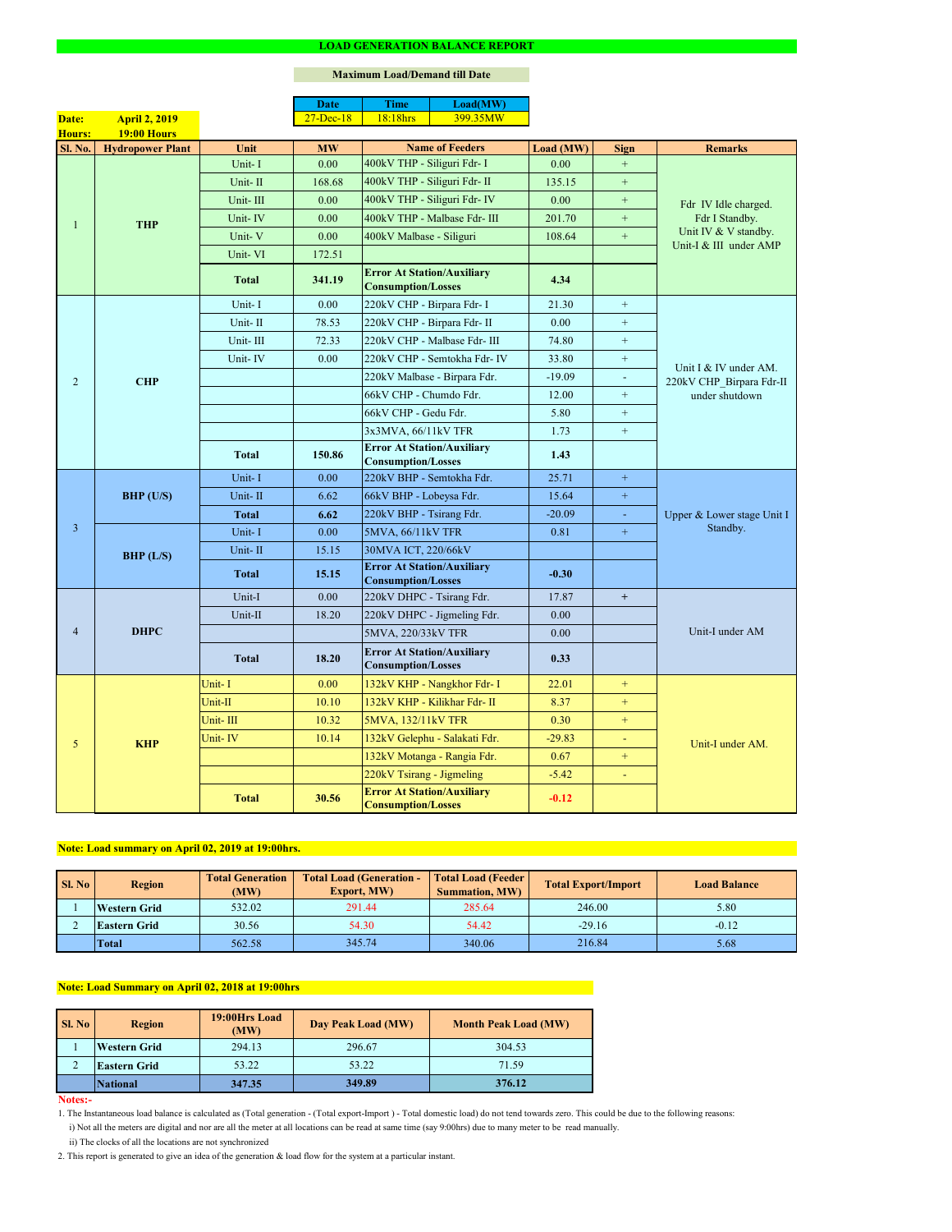# LOAD GENERATION BALANCE REPORT

**Maximum Load/Demand till Date**

| Date | Time | Load(MW) |
|---|---|---|
| 27-Dec-18 | 18:18hrs | 399.35MW |

**Date:** April 2, 2019
**Hours:** 19:00 Hours

| Sl. No. | Hydropower Plant | Unit | MW | Name of Feeders | Load (MW) | Sign | Remarks |
|---|---|---|---|---|---|---|---|
| 1 | THP | Unit- I | 0.00 | 400kV THP - Siliguri Fdr- I | 0.00 | + | Fdr IV Idle charged. Fdr I Standby. Unit IV & V standby. Unit-I & III under AMP |
| | | Unit- II | 168.68 | 400kV THP - Siliguri Fdr- II | 135.15 | + | |
| | | Unit- III | 0.00 | 400kV THP - Siliguri Fdr- IV | 0.00 | + | |
| | | Unit- IV | 0.00 | 400kV THP - Malbase Fdr- III | 201.70 | + | |
| | | Unit- V | 0.00 | 400kV Malbase - Siliguri | 108.64 | + | |
| | | Unit- VI | 172.51 | | | | |
| | | **Total** | **341.19** | **Error At Station/Auxiliary Consumption/Losses** | **4.34** | | |
| 2 | CHP | Unit- I | 0.00 | 220kV CHP - Birpara Fdr- I | 21.30 | + | Unit I & IV under AM. 220kV CHP_Birpara Fdr-II under shutdown |
| | | Unit- II | 78.53 | 220kV CHP - Birpara Fdr- II | 0.00 | + | |
| | | Unit- III | 72.33 | 220kV CHP - Malbase Fdr- III | 74.80 | + | |
| | | Unit- IV | 0.00 | 220kV CHP - Semtokha Fdr- IV | 33.80 | + | |
| | | | | 220kV Malbase - Birpara Fdr. | -19.09 | - | |
| | | | | 66kV CHP - Chumdo Fdr. | 12.00 | + | |
| | | | | 66kV CHP - Gedu Fdr. | 5.80 | + | |
| | | | | 3x3MVA, 66/11kV TFR | 1.73 | + | |
| | | **Total** | **150.86** | **Error At Station/Auxiliary Consumption/Losses** | **1.43** | | |
| 3 | BHP (U/S) | Unit- I | 0.00 | 220kV BHP - Semtokha Fdr. | 25.71 | + | Upper & Lower stage Unit I Standby. |
| | | Unit- II | 6.62 | 66kV BHP - Lobeysa Fdr. | 15.64 | + | |
| | | **Total** | **6.62** | 220kV BHP - Tsirang Fdr. | -20.09 | - | |
| | BHP (L/S) | Unit- I | 0.00 | 5MVA, 66/11kV TFR | 0.81 | + | |
| | | Unit- II | 15.15 | 30MVA ICT, 220/66kV | | | |
| | | **Total** | **15.15** | **Error At Station/Auxiliary Consumption/Losses** | **-0.30** | | |
| 4 | DHPC | Unit-I | 0.00 | 220kV DHPC - Tsirang Fdr. | 17.87 | + | Unit-I under AM |
| | | Unit-II | 18.20 | 220kV DHPC - Jigmeling Fdr. | 0.00 | | |
| | | | | 5MVA, 220/33kV TFR | 0.00 | | |
| | | **Total** | **18.20** | **Error At Station/Auxiliary Consumption/Losses** | **0.33** | | |
| 5 | KHP | Unit- I | 0.00 | 132kV KHP - Nangkhor Fdr- I | 22.01 | + | Unit-I under AM. |
| | | Unit-II | 10.10 | 132kV KHP - Kilikhar Fdr- II | 8.37 | + | |
| | | Unit- III | 10.32 | 5MVA, 132/11kV TFR | 0.30 | + | |
| | | Unit- IV | 10.14 | 132kV Gelephu - Salakati Fdr. | -29.83 | - | |
| | | | | 132kV Motanga - Rangia Fdr. | 0.67 | + | |
| | | | | 220kV Tsirang - Jigmeling | -5.42 | - | |
| | | **Total** | **30.56** | **Error At Station/Auxiliary Consumption/Losses** | **-0.12** | | |

**Note: Load summary on April 02, 2019 at 19:00hrs.**

| Sl. No | Region | Total Generation (MW) | Total Load (Generation - Export, MW) | Total Load (Feeder Summation, MW) | Total Export/Import | Load Balance |
|---|---|---|---|---|---|---|
| 1 | **Western Grid** | 532.02 | 291.44 | 285.64 | 246.00 | 5.80 |
| 2 | **Eastern Grid** | 30.56 | 54.30 | 54.42 | -29.16 | -0.12 |
| | **Total** | 562.58 | 345.74 | 340.06 | 216.84 | 5.68 |

**Note: Load Summary on April 02, 2018 at 19:00hrs**

| Sl. No | Region | 19:00Hrs Load (MW) | Day Peak Load (MW) | Month Peak Load (MW) |
|---|---|---|---|---|
| 1 | **Western Grid** | 294.13 | 296.67 | 304.53 |
| 2 | **Eastern Grid** | 53.22 | 53.22 | 71.59 |
| | **National** | **347.35** | **349.89** | **376.12** |

**Notes:-**

1. The Instantaneous load balance is calculated as (Total generation - (Total export-Import ) - Total domestic load) do not tend towards zero. This could be due to the following reasons:
   i) Not all the meters are digital and nor are all the meter at all locations can be read at same time (say 9:00hrs) due to many meter to be read manually.
   ii) The clocks of all the locations are not synchronized
2. This report is generated to give an idea of the generation & load flow for the system at a particular instant.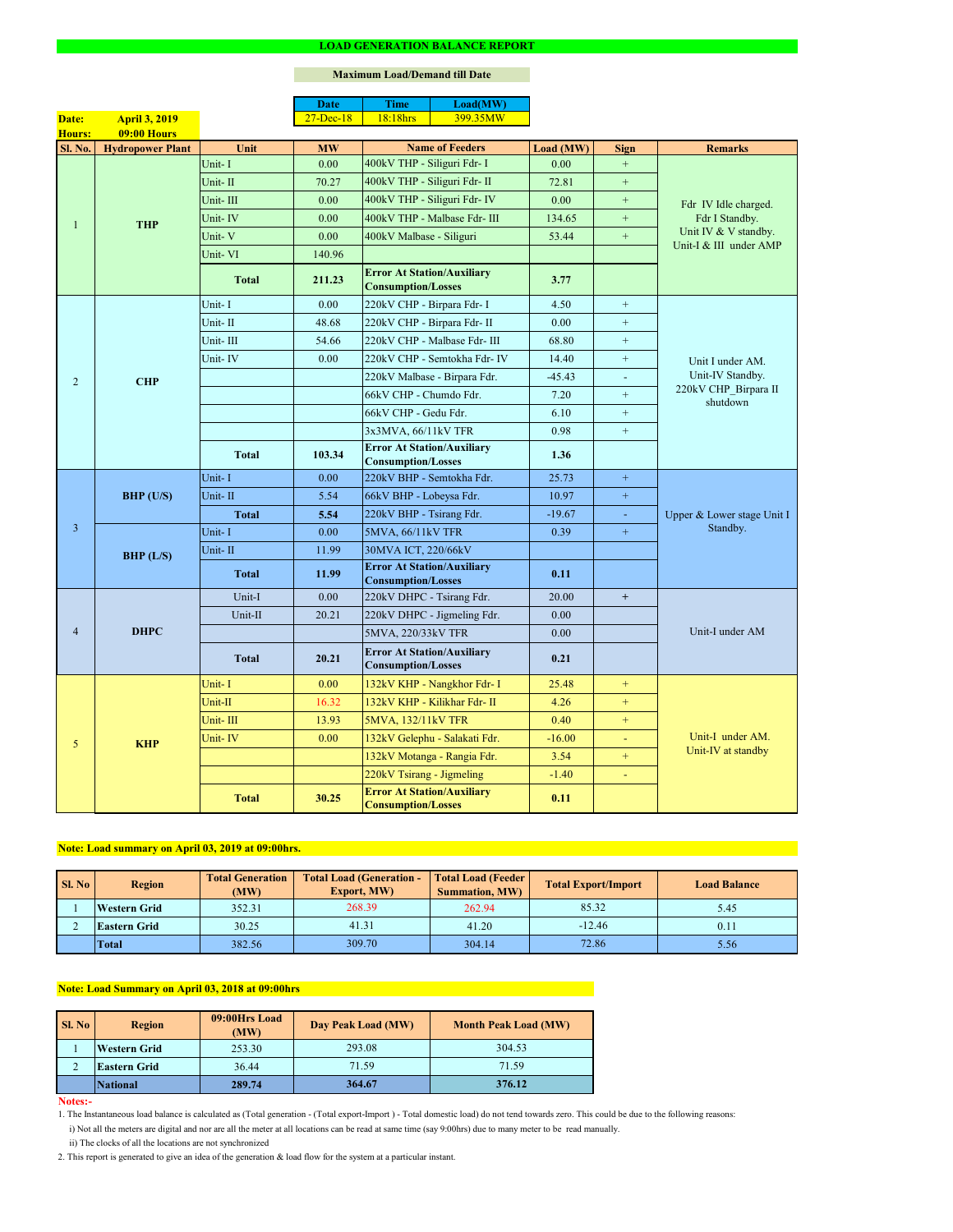# LOAD GENERATION BALANCE REPORT

**Maximum Load/Demand till Date**

| Date | Time | Load(MW) |
|---|---|---|
| 27-Dec-18 | 18:18hrs | 399.35MW |

**Date:** April 3, 2019
**Hours:** 09:00 Hours

| Sl. No. | Hydropower Plant | Unit | MW | Name of Feeders | Load (MW) | Sign | Remarks |
|---|---|---|---|---|---|---|---|
| 1 | THP | Unit- I | 0.00 | 400kV THP - Siliguri Fdr- I | 0.00 | + | Fdr IV Idle charged. Fdr I Standby. Unit IV & V standby. Unit-I & III under AMP |
| | | Unit- II | 70.27 | 400kV THP - Siliguri Fdr- II | 72.81 | + | |
| | | Unit- III | 0.00 | 400kV THP - Siliguri Fdr- IV | 0.00 | + | |
| | | Unit- IV | 0.00 | 400kV THP - Malbase Fdr- III | 134.65 | + | |
| | | Unit- V | 0.00 | 400kV Malbase - Siliguri | 53.44 | + | |
| | | Unit- VI | 140.96 | | | | |
| | | **Total** | **211.23** | **Error At Station/Auxiliary Consumption/Losses** | **3.77** | | |
| 2 | CHP | Unit- I | 0.00 | 220kV CHP - Birpara Fdr- I | 4.50 | + | Unit I under AM. Unit-IV Standby. 220kV CHP_Birpara II shutdown |
| | | Unit- II | 48.68 | 220kV CHP - Birpara Fdr- II | 0.00 | + | |
| | | Unit- III | 54.66 | 220kV CHP - Malbase Fdr- III | 68.80 | + | |
| | | Unit- IV | 0.00 | 220kV CHP - Semtokha Fdr- IV | 14.40 | + | |
| | | | | 220kV Malbase - Birpara Fdr. | -45.43 | - | |
| | | | | 66kV CHP - Chumdo Fdr. | 7.20 | + | |
| | | | | 66kV CHP - Gedu Fdr. | 6.10 | + | |
| | | | | 3x3MVA, 66/11kV TFR | 0.98 | + | |
| | | **Total** | **103.34** | **Error At Station/Auxiliary Consumption/Losses** | **1.36** | | |
| 3 | BHP (U/S) | Unit- I | 0.00 | 220kV BHP - Semtokha Fdr. | 25.73 | + | Upper & Lower stage Unit I Standby. |
| | | Unit- II | 5.54 | 66kV BHP - Lobeysa Fdr. | 10.97 | + | |
| | | **Total** | **5.54** | 220kV BHP - Tsirang Fdr. | -19.67 | - | |
| | BHP (L/S) | Unit- I | 0.00 | 5MVA, 66/11kV TFR | 0.39 | + | |
| | | Unit- II | 11.99 | 30MVA ICT, 220/66kV | | | |
| | | **Total** | **11.99** | **Error At Station/Auxiliary Consumption/Losses** | **0.11** | | |
| 4 | DHPC | Unit-I | 0.00 | 220kV DHPC - Tsirang Fdr. | 20.00 | + | Unit-I under AM |
| | | Unit-II | 20.21 | 220kV DHPC - Jigmeling Fdr. | 0.00 | | |
| | | | | 5MVA, 220/33kV TFR | 0.00 | | |
| | | **Total** | **20.21** | **Error At Station/Auxiliary Consumption/Losses** | **0.21** | | |
| 5 | KHP | Unit- I | 0.00 | 132kV KHP - Nangkhor Fdr- I | 25.48 | + | Unit-I under AM. Unit-IV at standby |
| | | Unit-II | 16.32 | 132kV KHP - Kilikhar Fdr- II | 4.26 | + | |
| | | Unit- III | 13.93 | 5MVA, 132/11kV TFR | 0.40 | + | |
| | | Unit- IV | 0.00 | 132kV Gelephu - Salakati Fdr. | -16.00 | - | |
| | | | | 132kV Motanga - Rangia Fdr. | 3.54 | + | |
| | | | | 220kV Tsirang - Jigmeling | -1.40 | - | |
| | | **Total** | **30.25** | **Error At Station/Auxiliary Consumption/Losses** | **0.11** | | |

**Note: Load summary on April 03, 2019 at 09:00hrs.**

| Sl. No | Region | Total Generation (MW) | Total Load (Generation - Export, MW) | Total Load (Feeder Summation, MW) | Total Export/Import | Load Balance |
|---|---|---|---|---|---|---|
| 1 | **Western Grid** | 352.31 | 268.39 | 262.94 | 85.32 | 5.45 |
| 2 | **Eastern Grid** | 30.25 | 41.31 | 41.20 | -12.46 | 0.11 |
| | **Total** | 382.56 | 309.70 | 304.14 | 72.86 | 5.56 |

**Note: Load Summary on April 03, 2018 at 09:00hrs**

| Sl. No | Region | 09:00Hrs Load (MW) | Day Peak Load (MW) | Month Peak Load (MW) |
|---|---|---|---|---|
| 1 | **Western Grid** | 253.30 | 293.08 | 304.53 |
| 2 | **Eastern Grid** | 36.44 | 71.59 | 71.59 |
| | **National** | **289.74** | **364.67** | **376.12** |

**Notes:-**

1. The Instantaneous load balance is calculated as (Total generation - (Total export-Import ) - Total domestic load) do not tend towards zero. This could be due to the following reasons:
   i) Not all the meters are digital and nor are all the meter at all locations can be read at same time (say 9:00hrs) due to many meter to be read manually.
   ii) The clocks of all the locations are not synchronized
2. This report is generated to give an idea of the generation & load flow for the system at a particular instant.